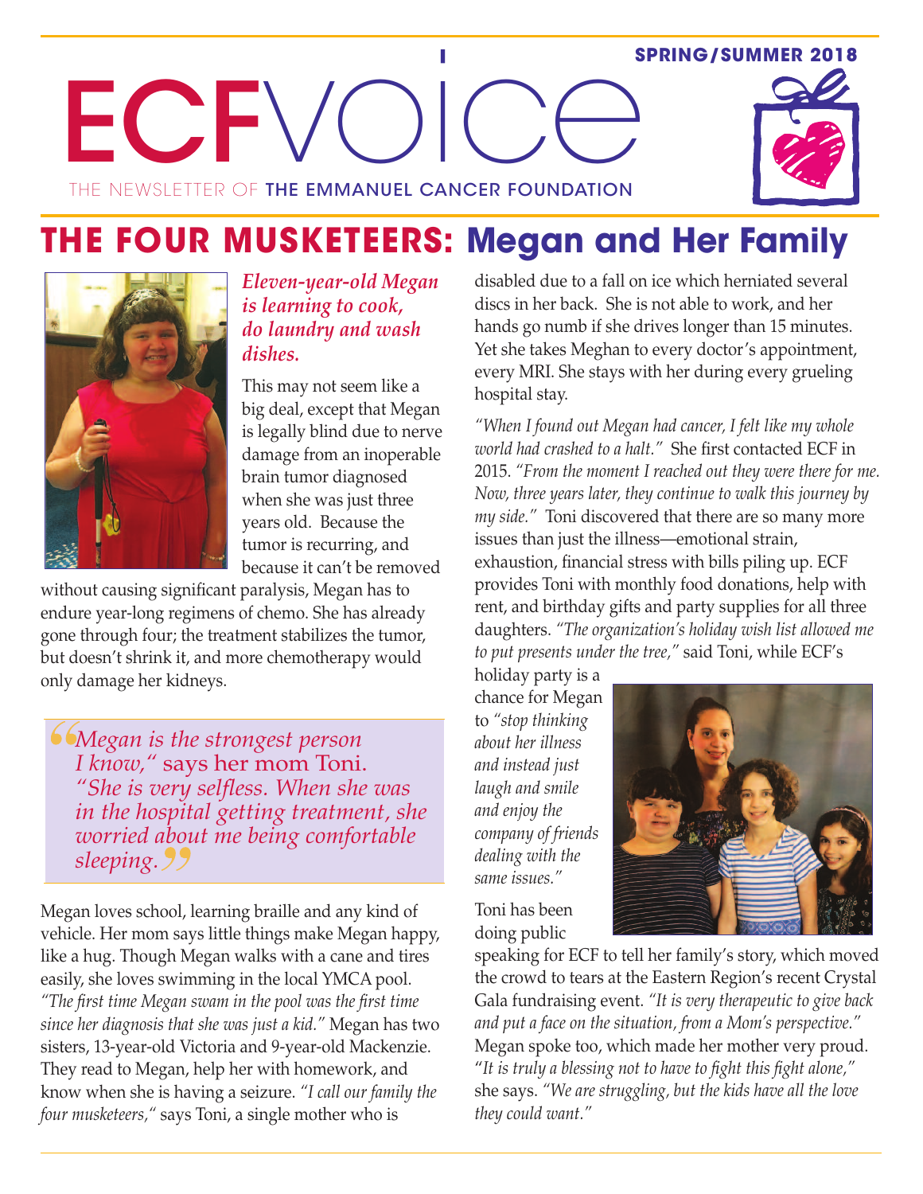SPRING/SUMMER 2018

# ECFVoice

THE NEWSLETTER OF THE EMMANUEL CANCER FOUNDATION

## THE FOUR MUSKETEERS: Megan and Her Family

***Eleven-year-old Megan is learning to cook, do laundry and wash dishes.***

This may not seem like a big deal, except that Megan is legally blind due to nerve damage from an inoperable brain tumor diagnosed when she was just three years old. Because the tumor is recurring, and because it can't be removed without causing significant paralysis, Megan has to endure year-long regimens of chemo. She has already gone through four; the treatment stabilizes the tumor, but doesn't shrink it, and more chemotherapy would only damage her kidneys.

> *"Megan is the strongest person I know,"* says her mom Toni. *"She is very selfless. When she was in the hospital getting treatment, she worried about me being comfortable sleeping."*

Megan loves school, learning braille and any kind of vehicle. Her mom says little things make Megan happy, like a hug. Though Megan walks with a cane and tires easily, she loves swimming in the local YMCA pool. *"The first time Megan swam in the pool was the first time since her diagnosis that she was just a kid."* Megan has two sisters, 13-year-old Victoria and 9-year-old Mackenzie. They read to Megan, help her with homework, and know when she is having a seizure. *"I call our family the four musketeers,"* says Toni, a single mother who is disabled due to a fall on ice which herniated several discs in her back. She is not able to work, and her hands go numb if she drives longer than 15 minutes. Yet she takes Meghan to every doctor's appointment, every MRI. She stays with her during every grueling hospital stay.

*"When I found out Megan had cancer, I felt like my whole world had crashed to a halt."* She first contacted ECF in 2015. *"From the moment I reached out they were there for me. Now, three years later, they continue to walk this journey by my side."* Toni discovered that there are so many more issues than just the illness—emotional strain, exhaustion, financial stress with bills piling up. ECF provides Toni with monthly food donations, help with rent, and birthday gifts and party supplies for all three daughters. *"The organization's holiday wish list allowed me to put presents under the tree,"* said Toni, while ECF's holiday party is a chance for Megan to *"stop thinking about her illness and instead just laugh and smile and enjoy the company of friends dealing with the same issues."*

Toni has been doing public speaking for ECF to tell her family's story, which moved the crowd to tears at the Eastern Region's recent Crystal Gala fundraising event. *"It is very therapeutic to give back and put a face on the situation, from a Mom's perspective."* Megan spoke too, which made her mother very proud. *"It is truly a blessing not to have to fight this fight alone,"* she says. *"We are struggling, but the kids have all the love they could want."*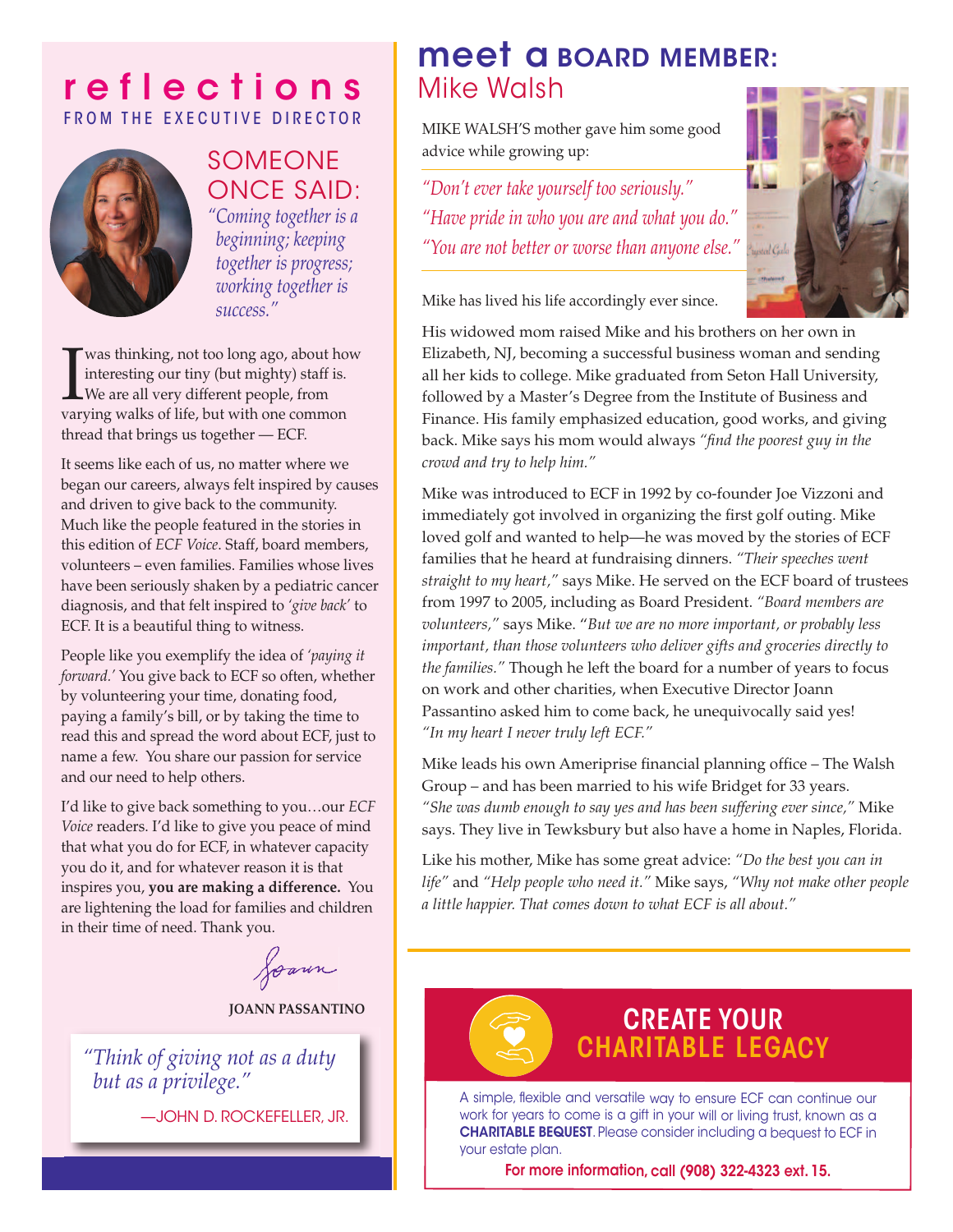# reflections

FROM THE EXECUTIVE DIRECTOR

## SOMEONE ONCE SAID:

*"Coming together is a beginning; keeping together is progress; working together is success."*

I was thinking, not too long ago, about how interesting our tiny (but mighty) staff is. We are all very different people, from varying walks of life, but with one common thread that brings us together — ECF.

It seems like each of us, no matter where we began our careers, always felt inspired by causes and driven to give back to the community. Much like the people featured in the stories in this edition of *ECF Voice*. Staff, board members, volunteers – even families. Families whose lives have been seriously shaken by a pediatric cancer diagnosis, and that felt inspired to '*give back*' to ECF. It is a beautiful thing to witness.

People like you exemplify the idea of *'paying it forward.'* You give back to ECF so often, whether by volunteering your time, donating food, paying a family's bill, or by taking the time to read this and spread the word about ECF, just to name a few. You share our passion for service and our need to help others.

I'd like to give back something to you…our *ECF Voice* readers. I'd like to give you peace of mind that what you do for ECF, in whatever capacity you do it, and for whatever reason it is that inspires you, **you are making a difference.** You are lightening the load for families and children in their time of need. Thank you.

Joann

**JOANN PASSANTINO**

> *"Think of giving not as a duty but as a privilege."*
>
> —JOHN D. ROCKEFELLER, JR.

# meet a BOARD MEMBER: Mike Walsh

MIKE WALSH'S mother gave him some good advice while growing up:

*"Don't ever take yourself too seriously."*
*"Have pride in who you are and what you do."*
*"You are not better or worse than anyone else."*

Mike has lived his life accordingly ever since.

His widowed mom raised Mike and his brothers on her own in Elizabeth, NJ, becoming a successful business woman and sending all her kids to college. Mike graduated from Seton Hall University, followed by a Master's Degree from the Institute of Business and Finance. His family emphasized education, good works, and giving back. Mike says his mom would always *"find the poorest guy in the crowd and try to help him."*

Mike was introduced to ECF in 1992 by co-founder Joe Vizzoni and immediately got involved in organizing the first golf outing. Mike loved golf and wanted to help—he was moved by the stories of ECF families that he heard at fundraising dinners. *"Their speeches went straight to my heart,"* says Mike. He served on the ECF board of trustees from 1997 to 2005, including as Board President. *"Board members are volunteers,"* says Mike. "*But we are no more important, or probably less important, than those volunteers who deliver gifts and groceries directly to the families."* Though he left the board for a number of years to focus on work and other charities, when Executive Director Joann Passantino asked him to come back, he unequivocally said yes! *"In my heart I never truly left ECF."*

Mike leads his own Ameriprise financial planning office – The Walsh Group – and has been married to his wife Bridget for 33 years. *"She was dumb enough to say yes and has been suffering ever since,"* Mike says. They live in Tewksbury but also have a home in Naples, Florida.

Like his mother, Mike has some great advice: *"Do the best you can in life"* and *"Help people who need it."* Mike says, *"Why not make other people a little happier. That comes down to what ECF is all about."*

## CREATE YOUR CHARITABLE LEGACY

A simple, flexible and versatile way to ensure ECF can continue our work for years to come is a gift in your will or living trust, known as a **CHARITABLE BEQUEST**. Please consider including a bequest to ECF in your estate plan.

**For more information, call (908) 322-4323 ext. 15.**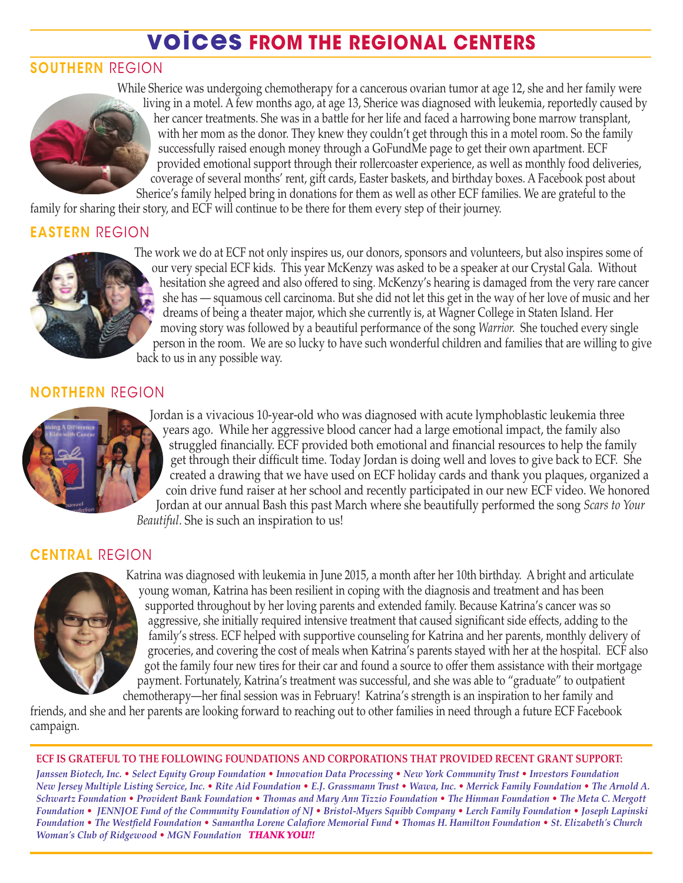# voices FROM THE REGIONAL CENTERS

## SOUTHERN REGION

While Sherice was undergoing chemotherapy for a cancerous ovarian tumor at age 12, she and her family were living in a motel. A few months ago, at age 13, Sherice was diagnosed with leukemia, reportedly caused by her cancer treatments. She was in a battle for her life and faced a harrowing bone marrow transplant, with her mom as the donor. They knew they couldn't get through this in a motel room. So the family successfully raised enough money through a GoFundMe page to get their own apartment. ECF provided emotional support through their rollercoaster experience, as well as monthly food deliveries, coverage of several months' rent, gift cards, Easter baskets, and birthday boxes. A Facebook post about Sherice's family helped bring in donations for them as well as other ECF families. We are grateful to the family for sharing their story, and ECF will continue to be there for them every step of their journey.

## EASTERN REGION

The work we do at ECF not only inspires us, our donors, sponsors and volunteers, but also inspires some of our very special ECF kids. This year McKenzy was asked to be a speaker at our Crystal Gala. Without hesitation she agreed and also offered to sing. McKenzy's hearing is damaged from the very rare cancer she has — squamous cell carcinoma. But she did not let this get in the way of her love of music and her dreams of being a theater major, which she currently is, at Wagner College in Staten Island. Her moving story was followed by a beautiful performance of the song *Warrior.* She touched every single person in the room. We are so lucky to have such wonderful children and families that are willing to give back to us in any possible way.

## NORTHERN REGION

Jordan is a vivacious 10-year-old who was diagnosed with acute lymphoblastic leukemia three years ago. While her aggressive blood cancer had a large emotional impact, the family also struggled financially. ECF provided both emotional and financial resources to help the family get through their difficult time. Today Jordan is doing well and loves to give back to ECF. She created a drawing that we have used on ECF holiday cards and thank you plaques, organized a coin drive fund raiser at her school and recently participated in our new ECF video. We honored Jordan at our annual Bash this past March where she beautifully performed the song *Scars to Your Beautiful*. She is such an inspiration to us!

## CENTRAL REGION

Katrina was diagnosed with leukemia in June 2015, a month after her 10th birthday. A bright and articulate young woman, Katrina has been resilient in coping with the diagnosis and treatment and has been supported throughout by her loving parents and extended family. Because Katrina's cancer was so aggressive, she initially required intensive treatment that caused significant side effects, adding to the family's stress. ECF helped with supportive counseling for Katrina and her parents, monthly delivery of groceries, and covering the cost of meals when Katrina's parents stayed with her at the hospital. ECF also got the family four new tires for their car and found a source to offer them assistance with their mortgage payment. Fortunately, Katrina's treatment was successful, and she was able to "graduate" to outpatient chemotherapy—her final session was in February! Katrina's strength is an inspiration to her family and friends, and she and her parents are looking forward to reaching out to other families in need through a future ECF Facebook campaign.

**ECF IS GRATEFUL TO THE FOLLOWING FOUNDATIONS AND CORPORATIONS THAT PROVIDED RECENT GRANT SUPPORT:**

*Janssen Biotech, Inc. • Select Equity Group Foundation • Innovation Data Processing • New York Community Trust • Investors Foundation New Jersey Multiple Listing Service, Inc. • Rite Aid Foundation • E.J. Grassmann Trust • Wawa, Inc. • Merrick Family Foundation • The Arnold A. Schwartz Foundation • Provident Bank Foundation • Thomas and Mary Ann Tizzio Foundation • The Hinman Foundation • The Meta C. Mergott Foundation • JENNJOE Fund of the Community Foundation of NJ • Bristol-Myers Squibb Company • Lerch Family Foundation • Joseph Lapinski Foundation • The Westfield Foundation • Samantha Lorene Calafiore Memorial Fund • Thomas H. Hamilton Foundation • St. Elizabeth's Church Woman's Club of Ridgewood • MGN Foundation* ***THANK YOU!!***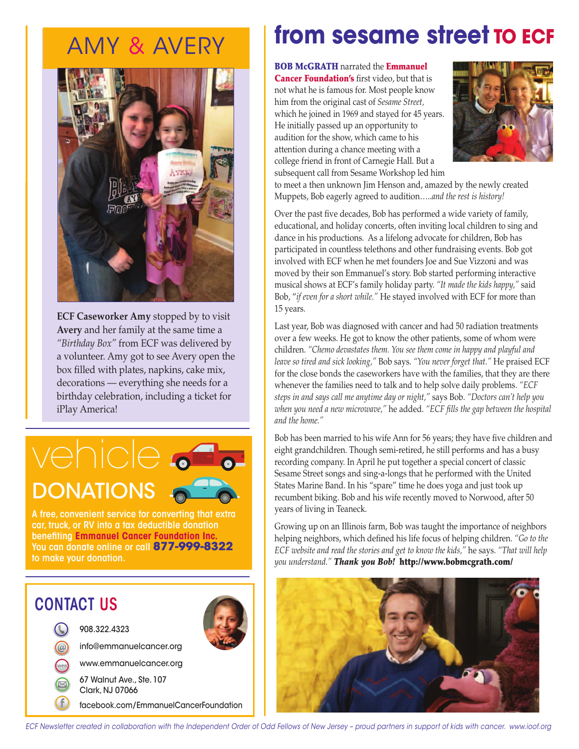## AMY & AVERY

**ECF Caseworker Amy** stopped by to visit **Avery** and her family at the same time a *"Birthday Box"* from ECF was delivered by a volunteer. Amy got to see Avery open the box filled with plates, napkins, cake mix, decorations — everything she needs for a birthday celebration, including a ticket for iPlay America!

## vehicle DONATIONS

A free, convenient service for converting that extra car, truck, or RV into a tax deductible donation benefiting **Emmanuel Cancer Foundation Inc.** You can donate online or call **877-999-8322** to make your donation.

## CONTACT US

908.322.4323

info@emmanuelcancer.org

www.emmanuelcancer.org

67 Walnut Ave., Ste. 107
Clark, NJ 07066

facebook.com/EmmanuelCancerFoundation

# from sesame street TO ECF

**BOB McGRATH** narrated the **Emmanuel Cancer Foundation's** first video, but that is not what he is famous for. Most people know him from the original cast of *Sesame Street*, which he joined in 1969 and stayed for 45 years. He initially passed up an opportunity to audition for the show, which came to his attention during a chance meeting with a college friend in front of Carnegie Hall. But a subsequent call from Sesame Workshop led him to meet a then unknown Jim Henson and, amazed by the newly created Muppets, Bob eagerly agreed to audition…..*and the rest is history!*

Over the past five decades, Bob has performed a wide variety of family, educational, and holiday concerts, often inviting local children to sing and dance in his productions. As a lifelong advocate for children, Bob has participated in countless telethons and other fundraising events. Bob got involved with ECF when he met founders Joe and Sue Vizzoni and was moved by their son Emmanuel's story. Bob started performing interactive musical shows at ECF's family holiday party. *"It made the kids happy,"* said Bob, "*if even for a short while."* He stayed involved with ECF for more than 15 years.

Last year, Bob was diagnosed with cancer and had 50 radiation treatments over a few weeks. He got to know the other patients, some of whom were children. *"Chemo devastates them. You see them come in happy and playful and leave so tired and sick looking,"* Bob says. *"You never forget that."* He praised ECF for the close bonds the caseworkers have with the families, that they are there whenever the families need to talk and to help solve daily problems. *"ECF steps in and says call me anytime day or night,"* says Bob. *"Doctors can't help you when you need a new microwave,"* he added. *"ECF fills the gap between the hospital and the home."*

Bob has been married to his wife Ann for 56 years; they have five children and eight grandchildren. Though semi-retired, he still performs and has a busy recording company. In April he put together a special concert of classic Sesame Street songs and sing-a-longs that he performed with the United States Marine Band. In his "spare" time he does yoga and just took up recumbent biking. Bob and his wife recently moved to Norwood, after 50 years of living in Teaneck.

Growing up on an Illinois farm, Bob was taught the importance of neighbors helping neighbors, which defined his life focus of helping children. *"Go to the ECF website and read the stories and get to know the kids,"* he says. *"That will help you understand."* ***Thank you Bob!*** **http://www.bobmcgrath.com/**

*ECF Newsletter created in collaboration with the Independent Order of Odd Fellows of New Jersey – proud partners in support of kids with cancer. www.ioof.org*